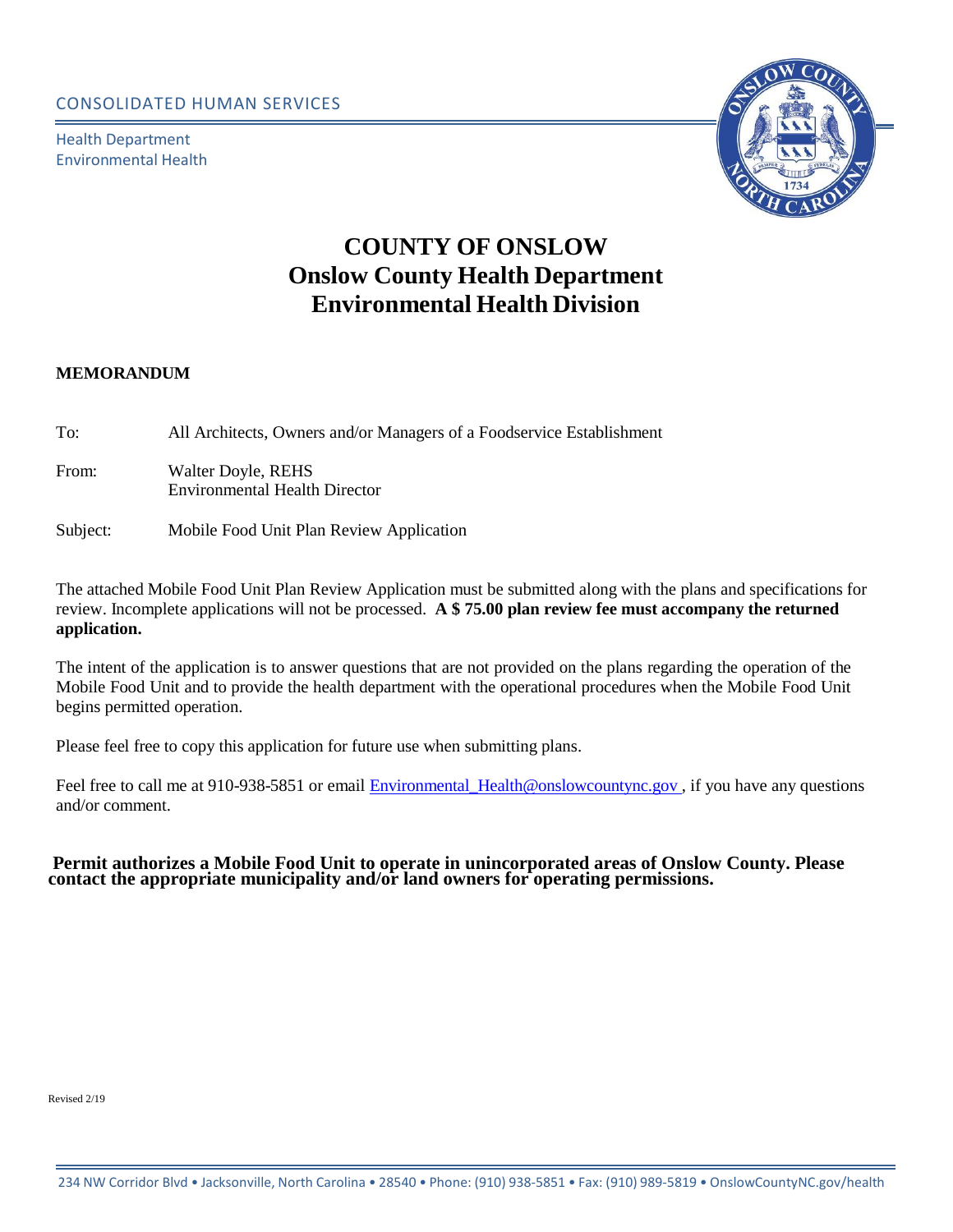CONSOLIDATED HUMAN SERVICES

Health Department
Environmental Health

# COUNTY OF ONSLOW
# Onslow County Health Department
# Environmental Health Division

**MEMORANDUM**

To: All Architects, Owners and/or Managers of a Foodservice Establishment

From: Walter Doyle, REHS
Environmental Health Director

Subject: Mobile Food Unit Plan Review Application

The attached Mobile Food Unit Plan Review Application must be submitted along with the plans and specifications for review. Incomplete applications will not be processed. **A $ 75.00 plan review fee must accompany the returned application.**

The intent of the application is to answer questions that are not provided on the plans regarding the operation of the Mobile Food Unit and to provide the health department with the operational procedures when the Mobile Food Unit begins permitted operation.

Please feel free to copy this application for future use when submitting plans.

Feel free to call me at 910-938-5851 or email Environmental_Health@onslowcountync.gov , if you have any questions and/or comment.

**Permit authorizes a Mobile Food Unit to operate in unincorporated areas of Onslow County. Please contact the appropriate municipality and/or land owners for operating permissions.**

Revised 2/19

234 NW Corridor Blvd • Jacksonville, North Carolina • 28540 • Phone: (910) 938-5851 • Fax: (910) 989-5819 • OnslowCountyNC.gov/health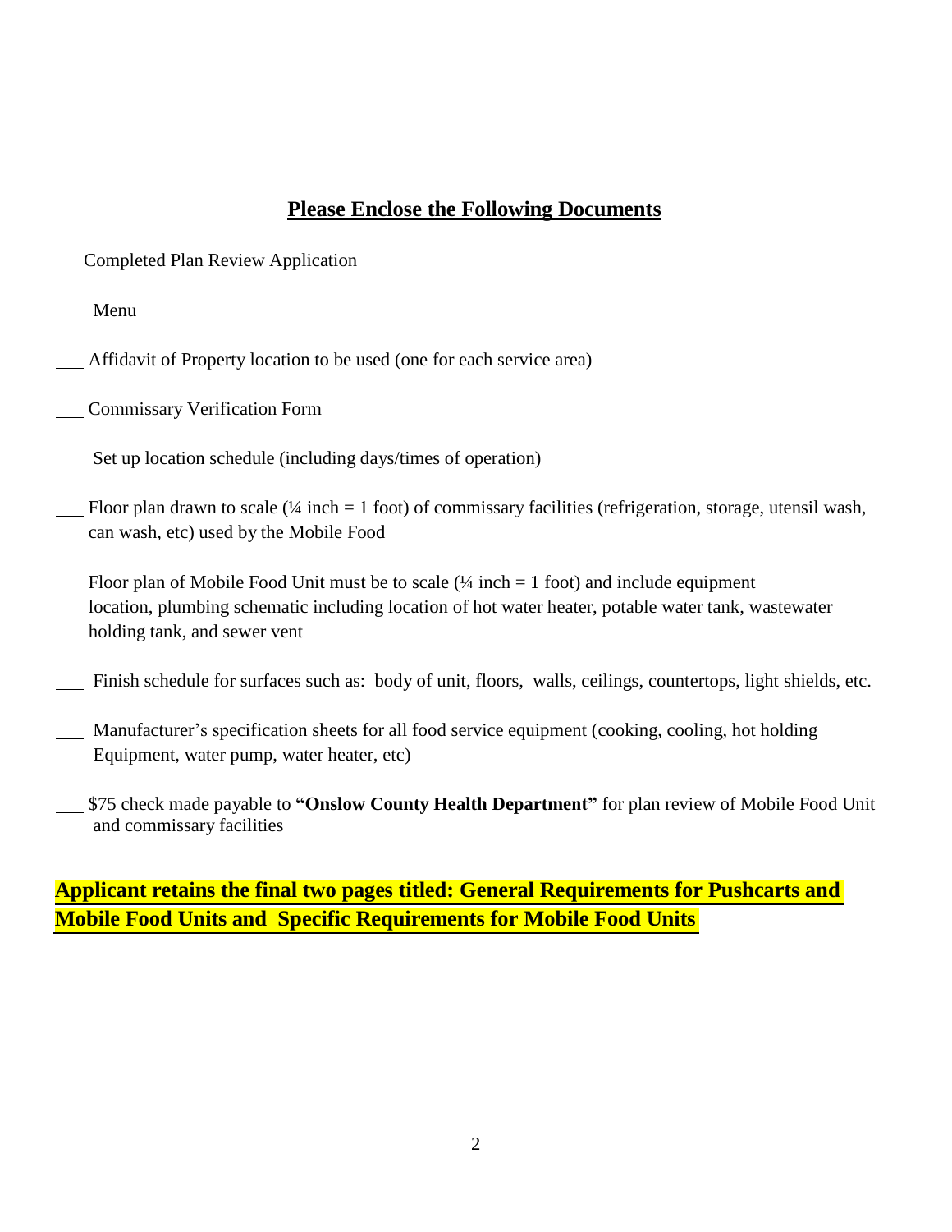## **Please Enclose the Following Documents**

___ Completed Plan Review Application

___ Menu

___ Affidavit of Property location to be used (one for each service area)

___ Commissary Verification Form

___ Set up location schedule (including days/times of operation)

___ Floor plan drawn to scale (¼ inch = 1 foot) of commissary facilities (refrigeration, storage, utensil wash, can wash, etc) used by the Mobile Food

___ Floor plan of Mobile Food Unit must be to scale (¼ inch = 1 foot) and include equipment location, plumbing schematic including location of hot water heater, potable water tank, wastewater holding tank, and sewer vent

___ Finish schedule for surfaces such as: body of unit, floors, walls, ceilings, countertops, light shields, etc.

___ Manufacturer's specification sheets for all food service equipment (cooking, cooling, hot holding Equipment, water pump, water heater, etc)

___ $75 check made payable to **"Onslow County Health Department"** for plan review of Mobile Food Unit and commissary facilities

**Applicant retains the final two pages titled: General Requirements for Pushcarts and Mobile Food Units and Specific Requirements for Mobile Food Units**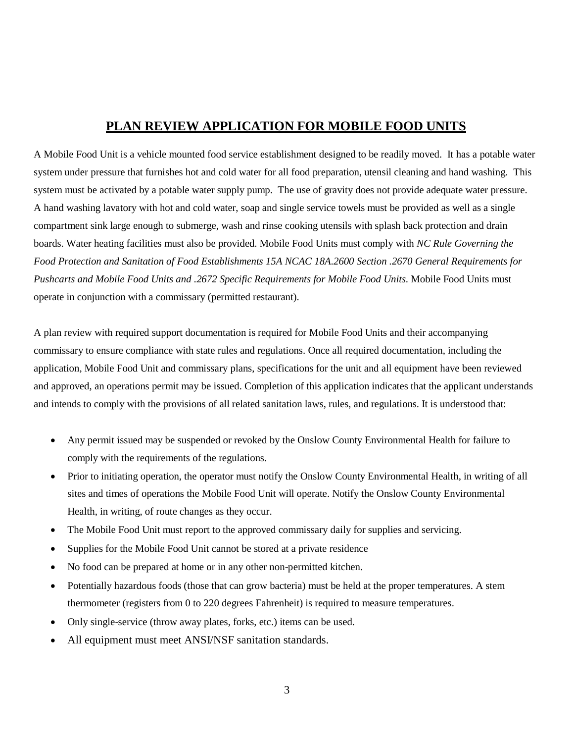## PLAN REVIEW APPLICATION FOR MOBILE FOOD UNITS

A Mobile Food Unit is a vehicle mounted food service establishment designed to be readily moved. It has a potable water system under pressure that furnishes hot and cold water for all food preparation, utensil cleaning and hand washing. This system must be activated by a potable water supply pump. The use of gravity does not provide adequate water pressure. A hand washing lavatory with hot and cold water, soap and single service towels must be provided as well as a single compartment sink large enough to submerge, wash and rinse cooking utensils with splash back protection and drain boards. Water heating facilities must also be provided. Mobile Food Units must comply with *NC Rule Governing the Food Protection and Sanitation of Food Establishments 15A NCAC 18A.2600 Section .2670 General Requirements for Pushcarts and Mobile Food Units and .2672 Specific Requirements for Mobile Food Units.* Mobile Food Units must operate in conjunction with a commissary (permitted restaurant).

A plan review with required support documentation is required for Mobile Food Units and their accompanying commissary to ensure compliance with state rules and regulations. Once all required documentation, including the application, Mobile Food Unit and commissary plans, specifications for the unit and all equipment have been reviewed and approved, an operations permit may be issued. Completion of this application indicates that the applicant understands and intends to comply with the provisions of all related sanitation laws, rules, and regulations. It is understood that:

- Any permit issued may be suspended or revoked by the Onslow County Environmental Health for failure to comply with the requirements of the regulations.
- Prior to initiating operation, the operator must notify the Onslow County Environmental Health, in writing of all sites and times of operations the Mobile Food Unit will operate. Notify the Onslow County Environmental Health, in writing, of route changes as they occur.
- The Mobile Food Unit must report to the approved commissary daily for supplies and servicing.
- Supplies for the Mobile Food Unit cannot be stored at a private residence
- No food can be prepared at home or in any other non-permitted kitchen.
- Potentially hazardous foods (those that can grow bacteria) must be held at the proper temperatures. A stem thermometer (registers from 0 to 220 degrees Fahrenheit) is required to measure temperatures.
- Only single-service (throw away plates, forks, etc.) items can be used.
- All equipment must meet ANSI/NSF sanitation standards.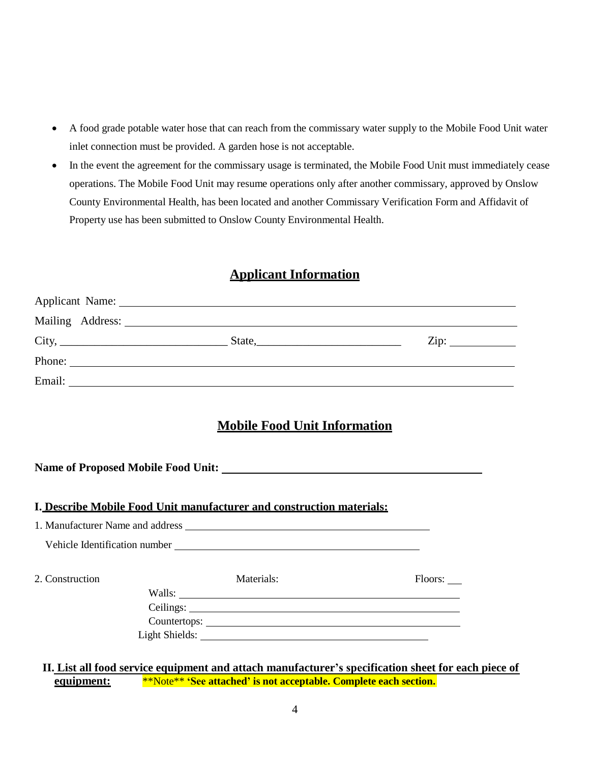- A food grade potable water hose that can reach from the commissary water supply to the Mobile Food Unit water inlet connection must be provided. A garden hose is not acceptable.
- In the event the agreement for the commissary usage is terminated, the Mobile Food Unit must immediately cease operations. The Mobile Food Unit may resume operations only after another commissary, approved by Onslow County Environmental Health, has been located and another Commissary Verification Form and Affidavit of Property use has been submitted to Onslow County Environmental Health.

## Applicant Information

Applicant Name: ______________________________________________

Mailing Address: ______________________________________________

City, ____________________ State, ____________________ Zip: __________

Phone: ______________________________________________

Email: ______________________________________________

## Mobile Food Unit Information

**Name of Proposed Mobile Food Unit:** ______________________________

**I. Describe Mobile Food Unit manufacturer and construction materials:**

1. Manufacturer Name and address ______________________________

   Vehicle Identification number ______________________________

2. Construction Materials: Floors: ___

   Walls: ______________________________

   Ceilings: ______________________________

   Countertops: ______________________________

   Light Shields: ______________________________

**II. List all food service equipment and attach manufacturer's specification sheet for each piece of equipment:** **Note** **'See attached' is not acceptable. Complete each section.**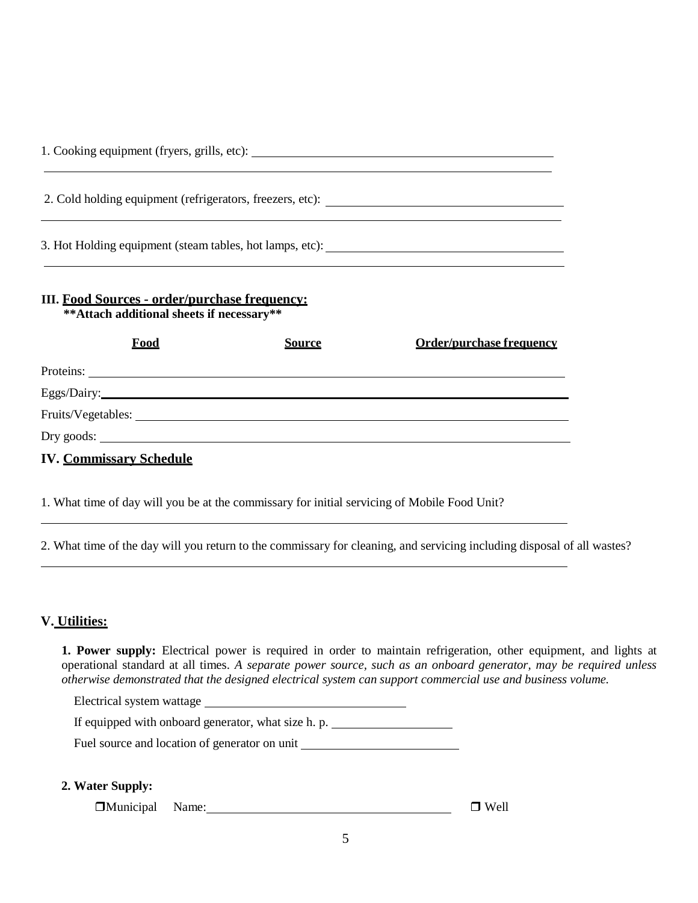1. Cooking equipment (fryers, grills, etc): ______________________________________________

______________________________________________________________________________

2. Cold holding equipment (refrigerators, freezers, etc): ______________________________

______________________________________________________________________________

3. Hot Holding equipment (steam tables, hot lamps, etc): ______________________________

______________________________________________________________________________

### III. Food Sources - order/purchase frequency:

**\*\*Attach additional sheets if necessary\*\***

| Food | Source | Order/purchase frequency |
|---|---|---|
| Proteins: | | |
| Eggs/Dairy: | | |
| Fruits/Vegetables: | | |
| Dry goods: | | |

### IV. Commissary Schedule

1. What time of day will you be at the commissary for initial servicing of Mobile Food Unit?

______________________________________________________________________________

2. What time of the day will you return to the commissary for cleaning, and servicing including disposal of all wastes?

______________________________________________________________________________

### V. Utilities:

**1. Power supply:** Electrical power is required in order to maintain refrigeration, other equipment, and lights at operational standard at all times. *A separate power source, such as an onboard generator, may be required unless otherwise demonstrated that the designed electrical system can support commercial use and business volume.*

Electrical system wattage ______________________________

If equipped with onboard generator, what size h. p. ____________________

Fuel source and location of generator on unit ________________________

**2. Water Supply:**

❐ Municipal Name: ______________________________________ ❐ Well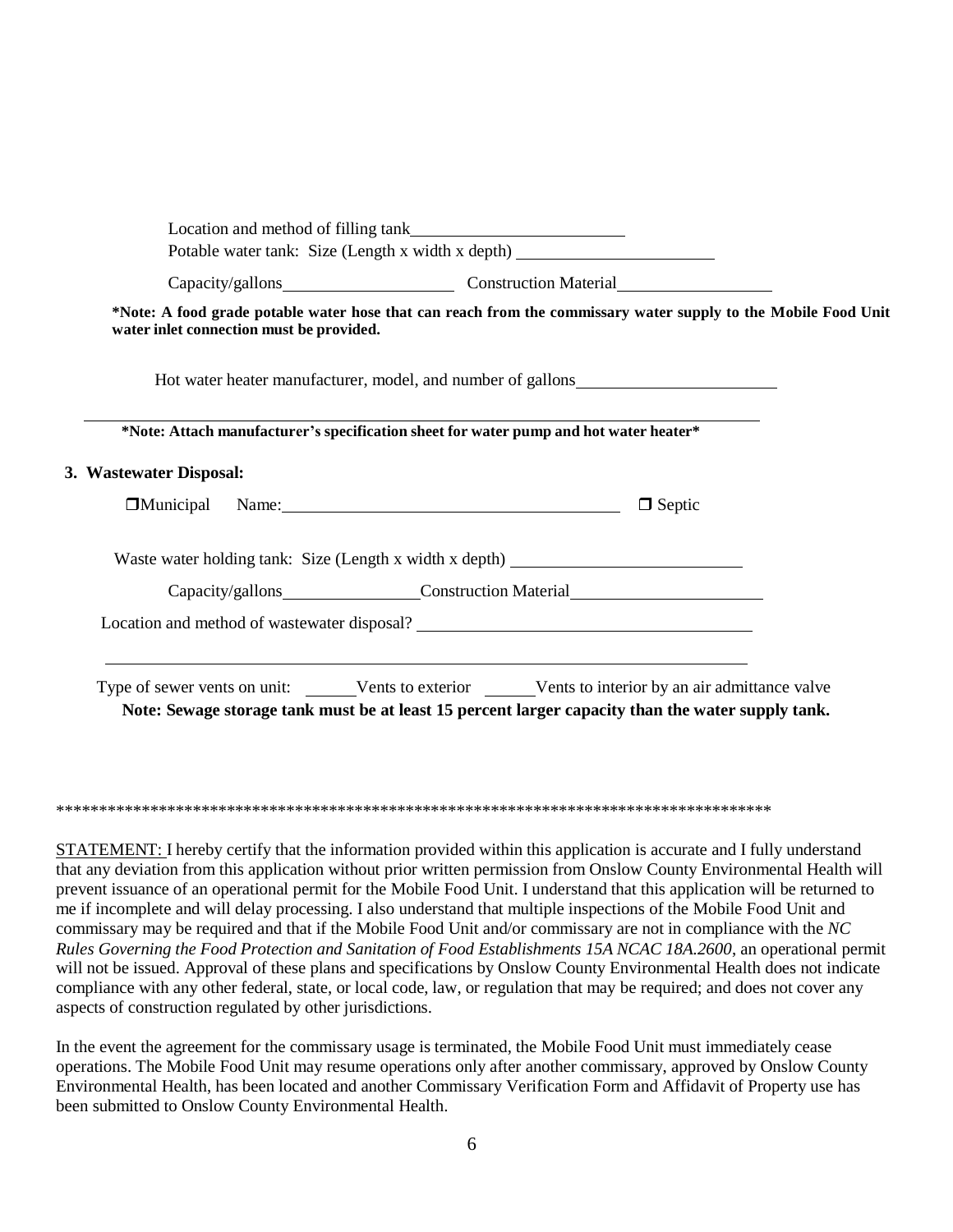Location and method of filling tank\_\_\_\_\_\_\_\_\_\_\_\_\_\_\_\_\_\_\_\_\_\_\_\_

Potable water tank: Size (Length x width x depth) \_\_\_\_\_\_\_\_\_\_\_\_\_\_\_\_\_\_\_\_\_\_\_\_

Capacity/gallons\_\_\_\_\_\_\_\_\_\_\_\_\_\_\_\_\_\_\_\_ Construction Material\_\_\_\_\_\_\_\_\_\_\_\_\_\_\_\_\_\_

**\*Note: A food grade potable water hose that can reach from the commissary water supply to the Mobile Food Unit water inlet connection must be provided.**

Hot water heater manufacturer, model, and number of gallons\_\_\_\_\_\_\_\_\_\_\_\_\_\_\_\_\_\_\_\_\_\_\_\_

---

**\*Note: Attach manufacturer's specification sheet for water pump and hot water heater\***

**3. Wastewater Disposal:**

❐ Municipal Name:\_\_\_\_\_\_\_\_\_\_\_\_\_\_\_\_\_\_\_\_\_\_\_\_\_\_\_\_\_\_\_\_\_\_\_\_\_\_\_\_ ❐ Septic

Waste water holding tank: Size (Length x width x depth) \_\_\_\_\_\_\_\_\_\_\_\_\_\_\_\_\_\_\_\_\_\_\_\_\_\_\_\_

Capacity/gallons\_\_\_\_\_\_\_\_\_\_\_\_\_\_\_\_\_Construction Material\_\_\_\_\_\_\_\_\_\_\_\_\_\_\_\_\_\_\_\_\_\_\_\_

Location and method of wastewater disposal? \_\_\_\_\_\_\_\_\_\_\_\_\_\_\_\_\_\_\_\_\_\_\_\_\_\_\_\_\_\_\_\_\_\_\_\_\_\_\_\_

\_\_\_\_\_\_\_\_\_\_\_\_\_\_\_\_\_\_\_\_\_\_\_\_\_\_\_\_\_\_\_\_\_\_\_\_\_\_\_\_\_\_\_\_\_\_\_\_\_\_\_\_\_\_\_\_\_\_\_\_\_\_\_\_\_\_\_\_\_\_\_\_\_\_\_\_\_\_

Type of sewer vents on unit: \_\_\_\_\_\_Vents to exterior \_\_\_\_\_\_Vents to interior by an air admittance valve

**Note: Sewage storage tank must be at least 15 percent larger capacity than the water supply tank.**

\*\*\*\*\*\*\*\*\*\*\*\*\*\*\*\*\*\*\*\*\*\*\*\*\*\*\*\*\*\*\*\*\*\*\*\*\*\*\*\*\*\*\*\*\*\*\*\*\*\*\*\*\*\*\*\*\*\*\*\*\*\*\*\*\*\*\*\*\*\*\*\*\*\*\*\*\*\*\*\*\*\*\*\*\*\*\*\*

<u>STATEMENT:</u> I hereby certify that the information provided within this application is accurate and I fully understand that any deviation from this application without prior written permission from Onslow County Environmental Health will prevent issuance of an operational permit for the Mobile Food Unit. I understand that this application will be returned to me if incomplete and will delay processing. I also understand that multiple inspections of the Mobile Food Unit and commissary may be required and that if the Mobile Food Unit and/or commissary are not in compliance with the *NC Rules Governing the Food Protection and Sanitation of Food Establishments 15A NCAC 18A.2600*, an operational permit will not be issued. Approval of these plans and specifications by Onslow County Environmental Health does not indicate compliance with any other federal, state, or local code, law, or regulation that may be required; and does not cover any aspects of construction regulated by other jurisdictions.

In the event the agreement for the commissary usage is terminated, the Mobile Food Unit must immediately cease operations. The Mobile Food Unit may resume operations only after another commissary, approved by Onslow County Environmental Health, has been located and another Commissary Verification Form and Affidavit of Property use has been submitted to Onslow County Environmental Health.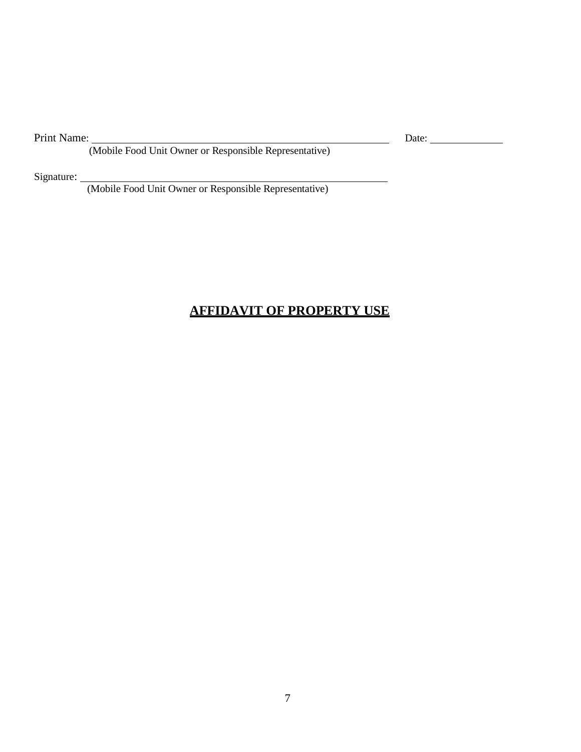Print Name: ______________________________________________ Date: ____________

(Mobile Food Unit Owner or Responsible Representative)

Signature: ______________________________________________

(Mobile Food Unit Owner or Responsible Representative)

## **AFFIDAVIT OF PROPERTY USE**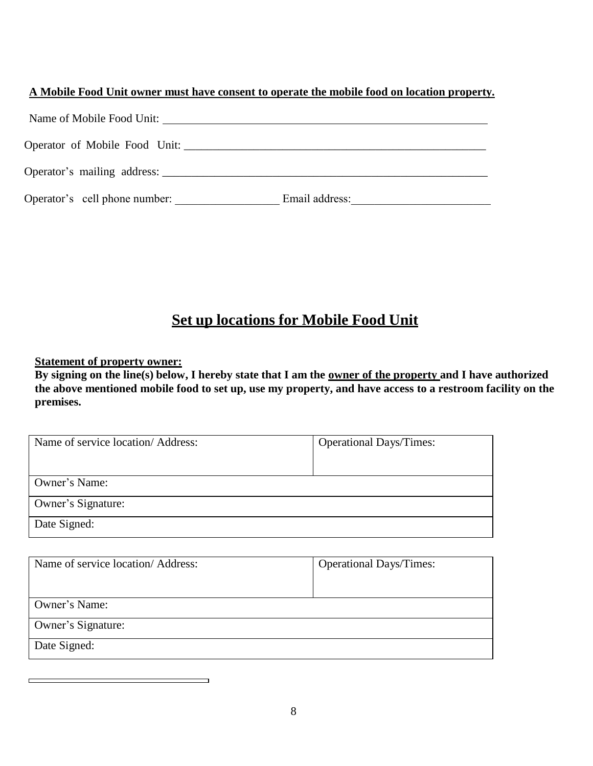**A Mobile Food Unit owner must have consent to operate the mobile food on location property.**

Name of Mobile Food Unit: ___________________________________________________________

Operator of Mobile Food Unit: _______________________________________________________

Operator's mailing address: _________________________________________________________

Operator's cell phone number: ___________________ Email address:_________________________

## Set up locations for Mobile Food Unit

**Statement of property owner:**

**By signing on the line(s) below, I hereby state that I am the owner of the property and I have authorized the above mentioned mobile food to set up, use my property, and have access to a restroom facility on the premises.**

| Name of service location/ Address: | Operational Days/Times: |
| --- | --- |
| Owner's Name: | |
| Owner's Signature: | |
| Date Signed: | |

| Name of service location/ Address: | Operational Days/Times: |
| --- | --- |
| Owner's Name: | |
| Owner's Signature: | |
| Date Signed: | |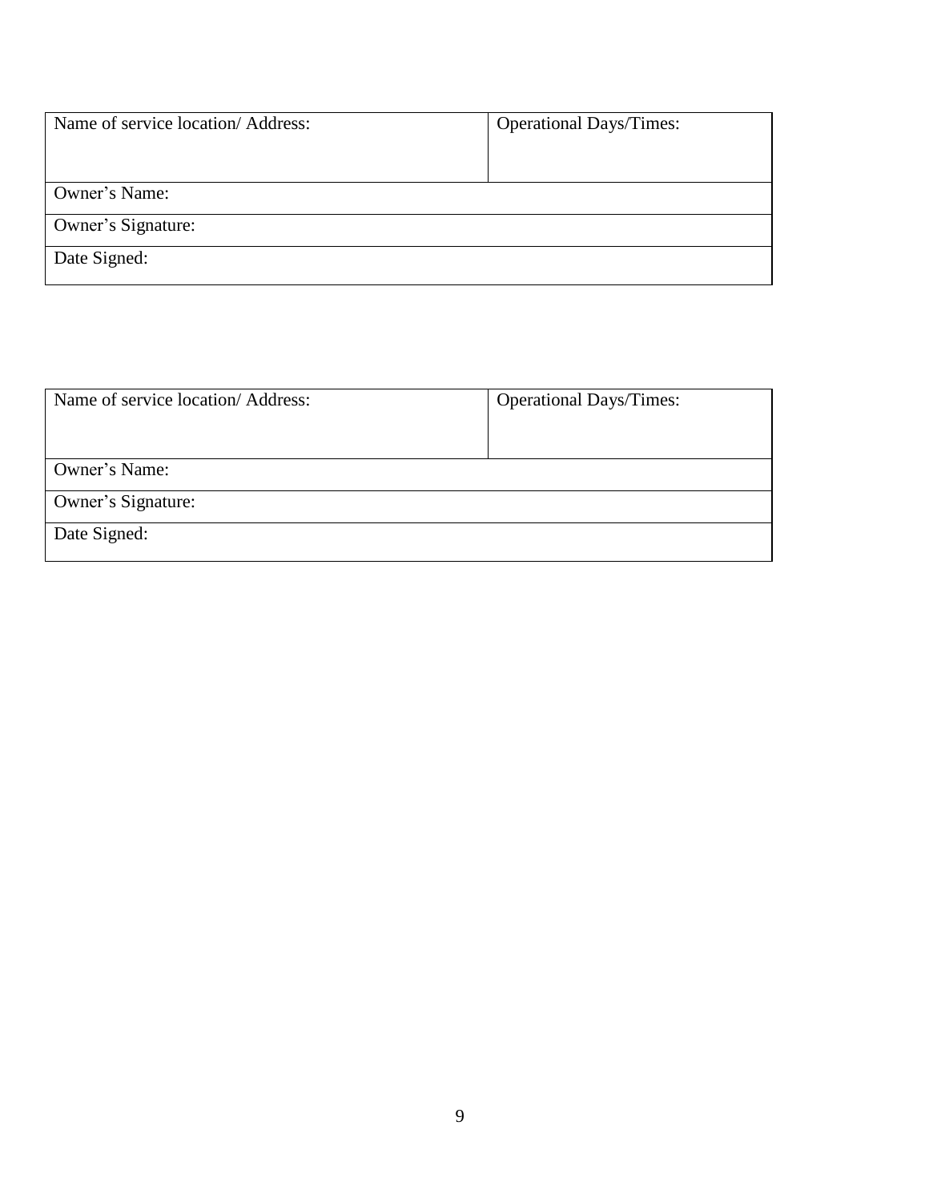| Name of service location/ Address: | Operational Days/Times: |
|---|---|
| Owner's Name: | |
| Owner's Signature: | |
| Date Signed: | |

| Name of service location/ Address: | Operational Days/Times: |
|---|---|
| Owner's Name: | |
| Owner's Signature: | |
| Date Signed: | |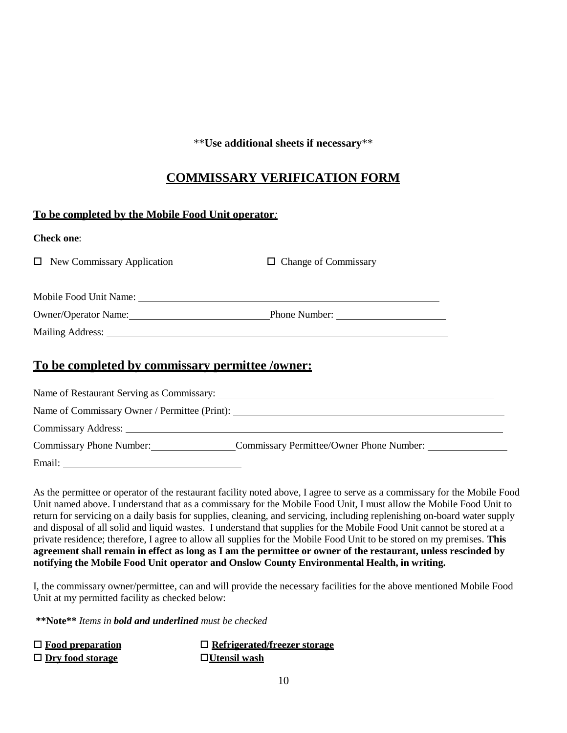**Use additional sheets if necessary**

## COMMISSARY VERIFICATION FORM

**To be completed by the Mobile Food Unit operator**:

**Check one**:

☐ New Commissary Application ☐ Change of Commissary

Mobile Food Unit Name: ______________________________________________

Owner/Operator Name: ____________________ Phone Number: ________________

Mailing Address: ________________________________________________

## To be completed by commissary permittee /owner:

Name of Restaurant Serving as Commissary: ____________________________________

Name of Commissary Owner / Permittee (Print): __________________________________

Commissary Address: ______________________________________________

Commissary Phone Number: ____________ Commissary Permittee/Owner Phone Number: ____________

Email: __________________________

As the permittee or operator of the restaurant facility noted above, I agree to serve as a commissary for the Mobile Food Unit named above. I understand that as a commissary for the Mobile Food Unit, I must allow the Mobile Food Unit to return for servicing on a daily basis for supplies, cleaning, and servicing, including replenishing on-board water supply and disposal of all solid and liquid wastes. I understand that supplies for the Mobile Food Unit cannot be stored at a private residence; therefore, I agree to allow all supplies for the Mobile Food Unit to be stored on my premises. **This agreement shall remain in effect as long as I am the permittee or owner of the restaurant, unless rescinded by notifying the Mobile Food Unit operator and Onslow County Environmental Health, in writing.**

I, the commissary owner/permittee, can and will provide the necessary facilities for the above mentioned Mobile Food Unit at my permitted facility as checked below:

**\*\*Note\*\*** *Items in **bold and underlined** must be checked*

☐ **<u>Food preparation</u>** ☐ **<u>Refrigerated/freezer storage</u>**

☐ **<u>Dry food storage</u>** ☐ **<u>Utensil wash</u>**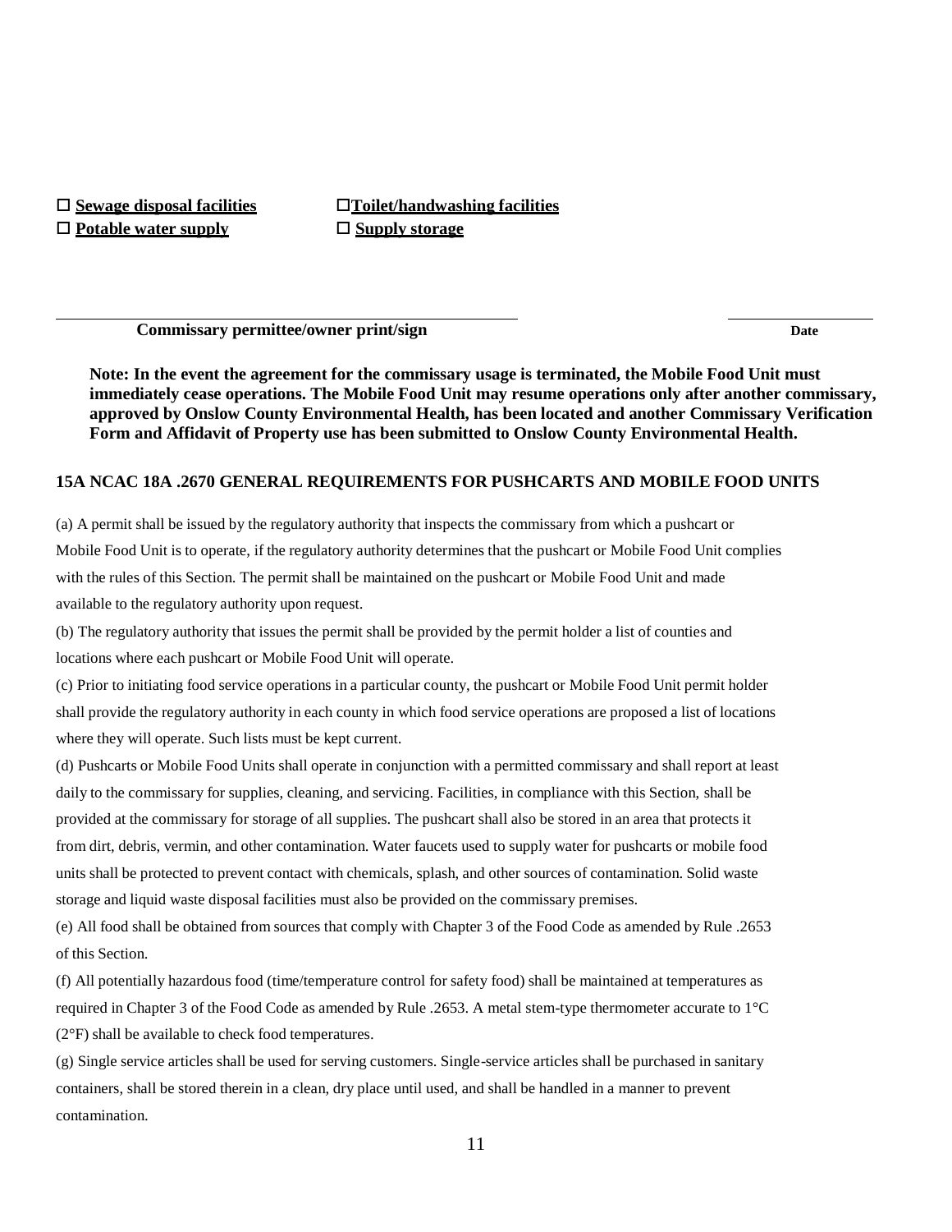☐ **Sewage disposal facilities** ☐ **Toilet/handwashing facilities**

☐ **Potable water supply** ☐ **Supply storage**

______________________________________________ ______________

**Commissary permittee/owner print/sign** **Date**

**Note: In the event the agreement for the commissary usage is terminated, the Mobile Food Unit must immediately cease operations. The Mobile Food Unit may resume operations only after another commissary, approved by Onslow County Environmental Health, has been located and another Commissary Verification Form and Affidavit of Property use has been submitted to Onslow County Environmental Health.**

## 15A NCAC 18A .2670 GENERAL REQUIREMENTS FOR PUSHCARTS AND MOBILE FOOD UNITS

(a) A permit shall be issued by the regulatory authority that inspects the commissary from which a pushcart or Mobile Food Unit is to operate, if the regulatory authority determines that the pushcart or Mobile Food Unit complies with the rules of this Section. The permit shall be maintained on the pushcart or Mobile Food Unit and made available to the regulatory authority upon request.

(b) The regulatory authority that issues the permit shall be provided by the permit holder a list of counties and locations where each pushcart or Mobile Food Unit will operate.

(c) Prior to initiating food service operations in a particular county, the pushcart or Mobile Food Unit permit holder shall provide the regulatory authority in each county in which food service operations are proposed a list of locations where they will operate. Such lists must be kept current.

(d) Pushcarts or Mobile Food Units shall operate in conjunction with a permitted commissary and shall report at least daily to the commissary for supplies, cleaning, and servicing. Facilities, in compliance with this Section, shall be provided at the commissary for storage of all supplies. The pushcart shall also be stored in an area that protects it from dirt, debris, vermin, and other contamination. Water faucets used to supply water for pushcarts or mobile food units shall be protected to prevent contact with chemicals, splash, and other sources of contamination. Solid waste storage and liquid waste disposal facilities must also be provided on the commissary premises.

(e) All food shall be obtained from sources that comply with Chapter 3 of the Food Code as amended by Rule .2653 of this Section.

(f) All potentially hazardous food (time/temperature control for safety food) shall be maintained at temperatures as required in Chapter 3 of the Food Code as amended by Rule .2653. A metal stem-type thermometer accurate to 1°C (2°F) shall be available to check food temperatures.

(g) Single service articles shall be used for serving customers. Single-service articles shall be purchased in sanitary containers, shall be stored therein in a clean, dry place until used, and shall be handled in a manner to prevent contamination.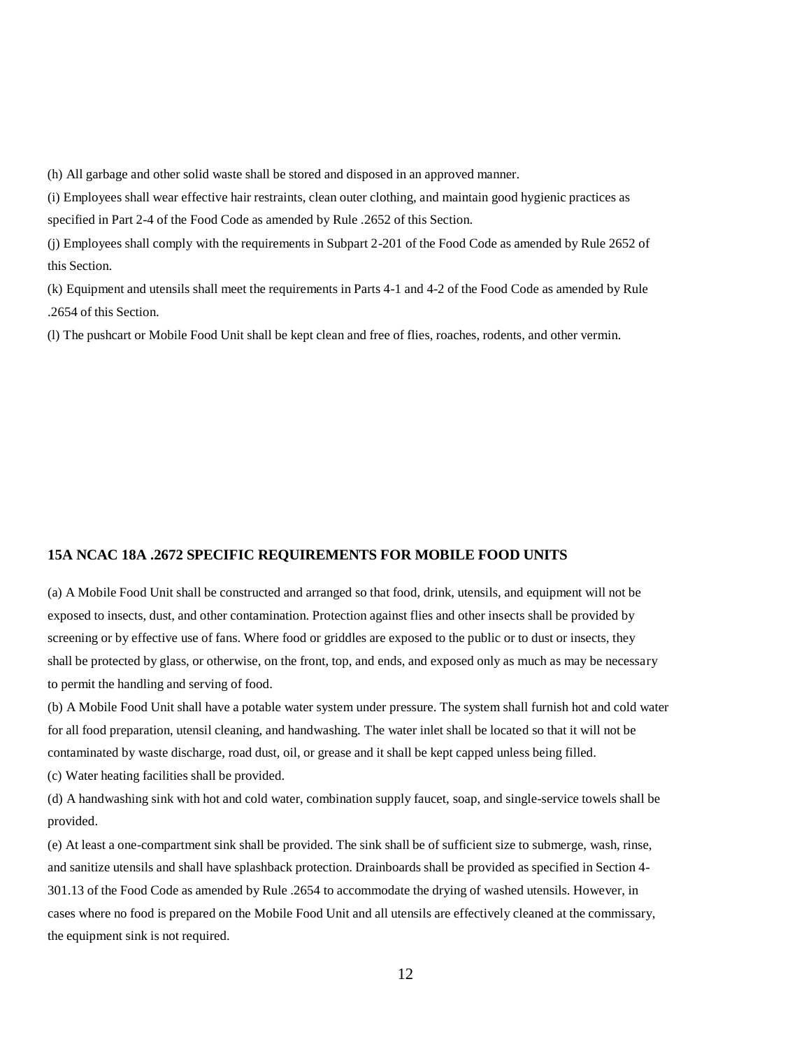(h) All garbage and other solid waste shall be stored and disposed in an approved manner.

(i) Employees shall wear effective hair restraints, clean outer clothing, and maintain good hygienic practices as specified in Part 2-4 of the Food Code as amended by Rule .2652 of this Section.

(j) Employees shall comply with the requirements in Subpart 2-201 of the Food Code as amended by Rule 2652 of this Section.

(k) Equipment and utensils shall meet the requirements in Parts 4-1 and 4-2 of the Food Code as amended by Rule .2654 of this Section.

(l) The pushcart or Mobile Food Unit shall be kept clean and free of flies, roaches, rodents, and other vermin.

## 15A NCAC 18A .2672 SPECIFIC REQUIREMENTS FOR MOBILE FOOD UNITS

(a) A Mobile Food Unit shall be constructed and arranged so that food, drink, utensils, and equipment will not be exposed to insects, dust, and other contamination. Protection against flies and other insects shall be provided by screening or by effective use of fans. Where food or griddles are exposed to the public or to dust or insects, they shall be protected by glass, or otherwise, on the front, top, and ends, and exposed only as much as may be necessary to permit the handling and serving of food.

(b) A Mobile Food Unit shall have a potable water system under pressure. The system shall furnish hot and cold water for all food preparation, utensil cleaning, and handwashing. The water inlet shall be located so that it will not be contaminated by waste discharge, road dust, oil, or grease and it shall be kept capped unless being filled.

(c) Water heating facilities shall be provided.

(d) A handwashing sink with hot and cold water, combination supply faucet, soap, and single-service towels shall be provided.

(e) At least a one-compartment sink shall be provided. The sink shall be of sufficient size to submerge, wash, rinse, and sanitize utensils and shall have splashback protection. Drainboards shall be provided as specified in Section 4-301.13 of the Food Code as amended by Rule .2654 to accommodate the drying of washed utensils. However, in cases where no food is prepared on the Mobile Food Unit and all utensils are effectively cleaned at the commissary, the equipment sink is not required.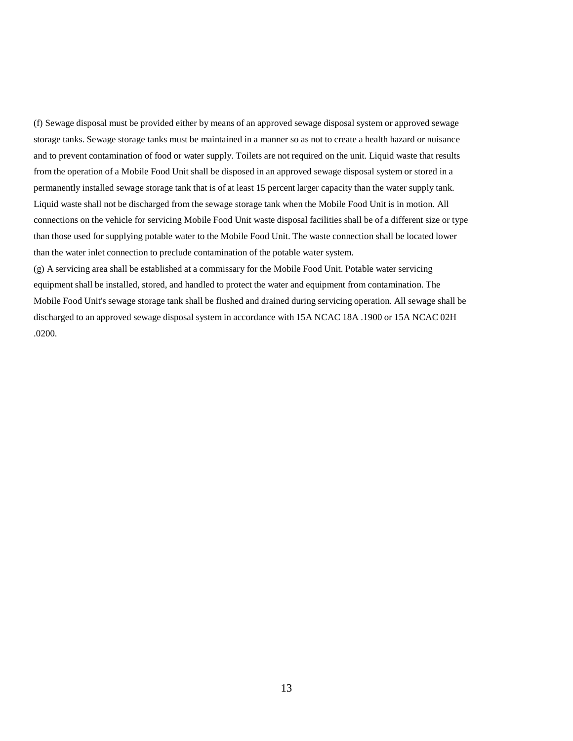(f) Sewage disposal must be provided either by means of an approved sewage disposal system or approved sewage storage tanks. Sewage storage tanks must be maintained in a manner so as not to create a health hazard or nuisance and to prevent contamination of food or water supply. Toilets are not required on the unit. Liquid waste that results from the operation of a Mobile Food Unit shall be disposed in an approved sewage disposal system or stored in a permanently installed sewage storage tank that is of at least 15 percent larger capacity than the water supply tank. Liquid waste shall not be discharged from the sewage storage tank when the Mobile Food Unit is in motion. All connections on the vehicle for servicing Mobile Food Unit waste disposal facilities shall be of a different size or type than those used for supplying potable water to the Mobile Food Unit. The waste connection shall be located lower than the water inlet connection to preclude contamination of the potable water system.

(g) A servicing area shall be established at a commissary for the Mobile Food Unit. Potable water servicing equipment shall be installed, stored, and handled to protect the water and equipment from contamination. The Mobile Food Unit's sewage storage tank shall be flushed and drained during servicing operation. All sewage shall be discharged to an approved sewage disposal system in accordance with 15A NCAC 18A .1900 or 15A NCAC 02H .0200.